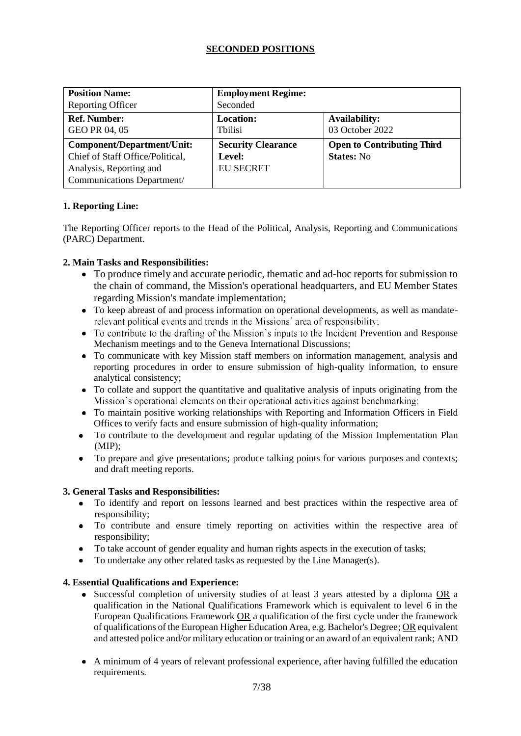## SECONDED POSITIONS

| **Position Name:**<br>Reporting Officer | **Employment Regime:**<br>Seconded | |
|---|---|---|
| **Ref. Number:**<br>GEO PR 04, 05 | **Location:**<br>Tbilisi | **Availability:**<br>03 October 2022 |
| **Component/Department/Unit:**<br>Chief of Staff Office/Political, Analysis, Reporting and Communications Department/ | **Security Clearance Level:**<br>EU SECRET | **Open to Contributing Third States:** No |

**1. Reporting Line:**

The Reporting Officer reports to the Head of the Political, Analysis, Reporting and Communications (PARC) Department.

**2. Main Tasks and Responsibilities:**

- To produce timely and accurate periodic, thematic and ad-hoc reports for submission to the chain of command, the Mission's operational headquarters, and EU Member States regarding Mission's mandate implementation;
- To keep abreast of and process information on operational developments, as well as mandate-relevant political events and trends in the Missions' area of responsibility;
- To contribute to the drafting of the Mission's inputs to the Incident Prevention and Response Mechanism meetings and to the Geneva International Discussions;
- To communicate with key Mission staff members on information management, analysis and reporting procedures in order to ensure submission of high-quality information, to ensure analytical consistency;
- To collate and support the quantitative and qualitative analysis of inputs originating from the Mission's operational elements on their operational activities against benchmarking;
- To maintain positive working relationships with Reporting and Information Officers in Field Offices to verify facts and ensure submission of high-quality information;
- To contribute to the development and regular updating of the Mission Implementation Plan (MIP);
- To prepare and give presentations; produce talking points for various purposes and contexts; and draft meeting reports.

**3. General Tasks and Responsibilities:**

- To identify and report on lessons learned and best practices within the respective area of responsibility;
- To contribute and ensure timely reporting on activities within the respective area of responsibility;
- To take account of gender equality and human rights aspects in the execution of tasks;
- To undertake any other related tasks as requested by the Line Manager(s).

**4. Essential Qualifications and Experience:**

- Successful completion of university studies of at least 3 years attested by a diploma OR a qualification in the National Qualifications Framework which is equivalent to level 6 in the European Qualifications Framework OR a qualification of the first cycle under the framework of qualifications of the European Higher Education Area, e.g. Bachelor's Degree; OR equivalent and attested police and/or military education or training or an award of an equivalent rank; AND
- A minimum of 4 years of relevant professional experience, after having fulfilled the education requirements.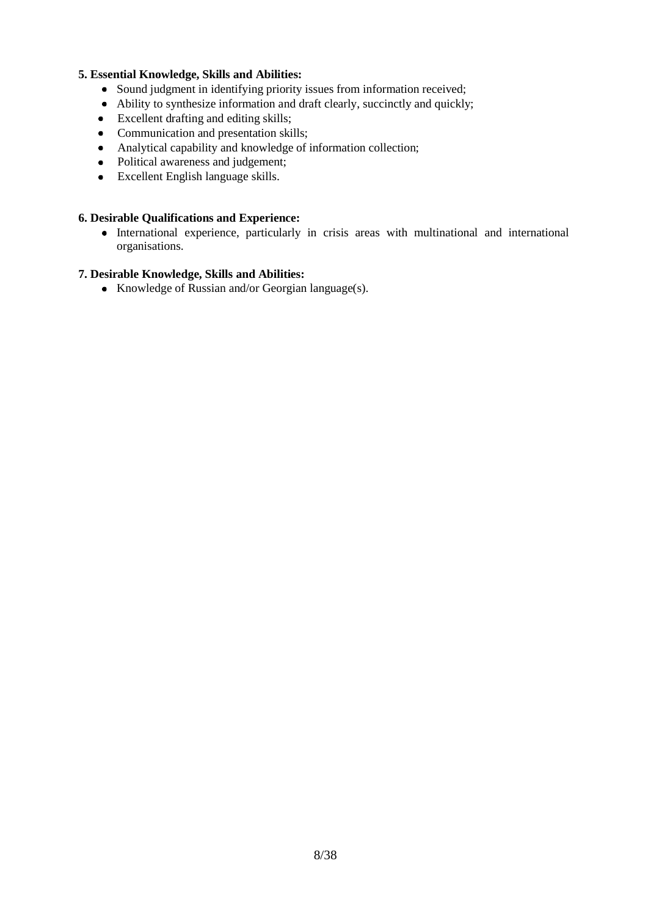**5. Essential Knowledge, Skills and Abilities:**

- Sound judgment in identifying priority issues from information received;
- Ability to synthesize information and draft clearly, succinctly and quickly;
- Excellent drafting and editing skills;
- Communication and presentation skills;
- Analytical capability and knowledge of information collection;
- Political awareness and judgement;
- Excellent English language skills.

**6. Desirable Qualifications and Experience:**

- International experience, particularly in crisis areas with multinational and international organisations.

**7. Desirable Knowledge, Skills and Abilities:**

- Knowledge of Russian and/or Georgian language(s).